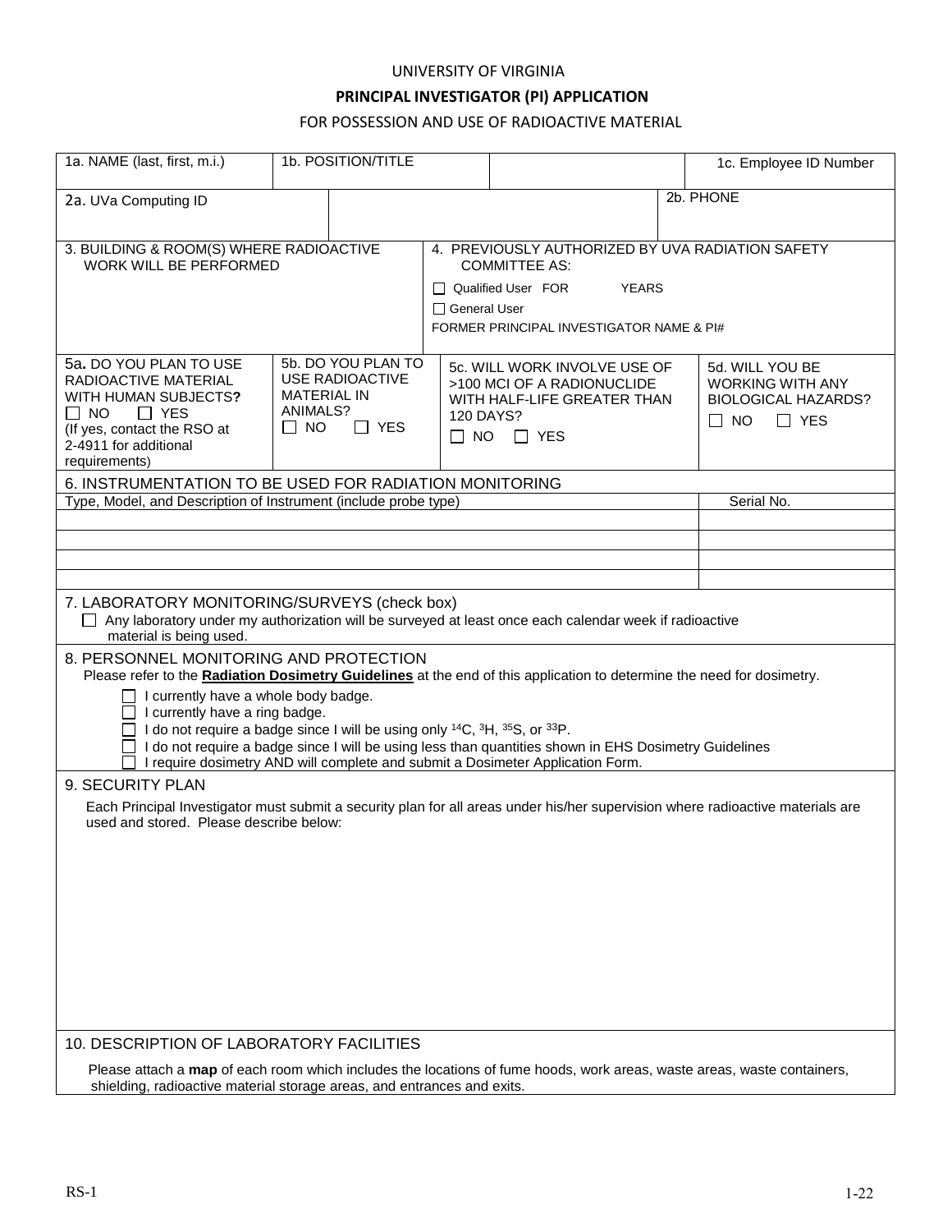UNIVERSITY OF VIRGINIA

# PRINCIPAL INVESTIGATOR (PI) APPLICATION

FOR POSSESSION AND USE OF RADIOACTIVE MATERIAL

| 1a. NAME (last, first, m.i.) | 1b. POSITION/TITLE | | 1c. Employee ID Number |
|---|---|---|---|
| 2a. UVa Computing ID | | | 2b. PHONE |

| 3. BUILDING & ROOM(S) WHERE RADIOACTIVE WORK WILL BE PERFORMED | 4. PREVIOUSLY AUTHORIZED BY UVA RADIATION SAFETY COMMITTEE AS: ☐ Qualified User FOR YEARS ☐ General User FORMER PRINCIPAL INVESTIGATOR NAME & PI# |
|---|---|

| 5a. DO YOU PLAN TO USE RADIOACTIVE MATERIAL WITH HUMAN SUBJECTS? ☐ NO ☐ YES (If yes, contact the RSO at 2-4911 for additional requirements) | 5b. DO YOU PLAN TO USE RADIOACTIVE MATERIAL IN ANIMALS? ☐ NO ☐ YES | 5c. WILL WORK INVOLVE USE OF >100 MCI OF A RADIONUCLIDE WITH HALF-LIFE GREATER THAN 120 DAYS? ☐ NO ☐ YES | 5d. WILL YOU BE WORKING WITH ANY BIOLOGICAL HAZARDS? ☐ NO ☐ YES |
|---|---|---|---|

## 6. INSTRUMENTATION TO BE USED FOR RADIATION MONITORING

| Type, Model, and Description of Instrument (include probe type) | Serial No. |
|---|---|
| | |
| | |
| | |
| | |

## 7. LABORATORY MONITORING/SURVEYS (check box)

☐ Any laboratory under my authorization will be surveyed at least once each calendar week if radioactive material is being used.

## 8. PERSONNEL MONITORING AND PROTECTION

Please refer to the **Radiation Dosimetry Guidelines** at the end of this application to determine the need for dosimetry.

☐ I currently have a whole body badge.
☐ I currently have a ring badge.
☐ I do not require a badge since I will be using only $^{14}C$, $^{3}H$, $^{35}S$, or $^{33}P$.
☐ I do not require a badge since I will be using less than quantities shown in EHS Dosimetry Guidelines
☐ I require dosimetry AND will complete and submit a Dosimeter Application Form.

## 9. SECURITY PLAN

Each Principal Investigator must submit a security plan for all areas under his/her supervision where radioactive materials are used and stored. Please describe below:

## 10. DESCRIPTION OF LABORATORY FACILITIES

Please attach a **map** of each room which includes the locations of fume hoods, work areas, waste areas, waste containers, shielding, radioactive material storage areas, and entrances and exits.

RS-1 1-22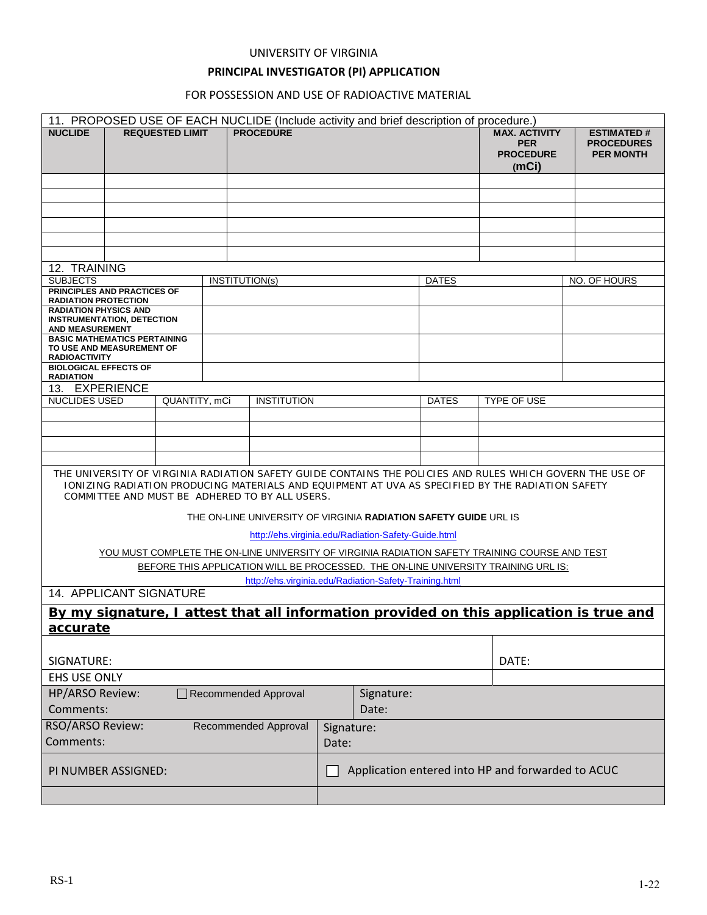UNIVERSITY OF VIRGINIA

**PRINCIPAL INVESTIGATOR (PI) APPLICATION**

FOR POSSESSION AND USE OF RADIOACTIVE MATERIAL

### 11. PROPOSED USE OF EACH NUCLIDE (Include activity and brief description of procedure.)

| NUCLIDE | REQUESTED LIMIT | PROCEDURE | MAX. ACTIVITY PER PROCEDURE (mCi) | ESTIMATED # PROCEDURES PER MONTH |
|---|---|---|---|---|
| | | | | |
| | | | | |
| | | | | |
| | | | | |
| | | | | |
| | | | | |

### 12. TRAINING

| SUBJECTS | INSTITUTION(s) | DATES | NO. OF HOURS |
|---|---|---|---|
| PRINCIPLES AND PRACTICES OF RADIATION PROTECTION | | | |
| RADIATION PHYSICS AND INSTRUMENTATION, DETECTION AND MEASUREMENT | | | |
| BASIC MATHEMATICS PERTAINING TO USE AND MEASUREMENT OF RADIOACTIVITY | | | |
| BIOLOGICAL EFFECTS OF RADIATION | | | |

### 13. EXPERIENCE

| NUCLIDES USED | QUANTITY, mCi | INSTITUTION | DATES | TYPE OF USE |
|---|---|---|---|---|
| | | | | |
| | | | | |
| | | | | |
| | | | | |

THE UNIVERSITY OF VIRGINIA RADIATION SAFETY GUIDE CONTAINS THE POLICIES AND RULES WHICH GOVERN THE USE OF IONIZING RADIATION PRODUCING MATERIALS AND EQUIPMENT AT UVA AS SPECIFIED BY THE RADIATION SAFETY COMMITTEE AND MUST BE ADHERED TO BY ALL USERS.

THE ON-LINE UNIVERSITY OF VIRGINIA **RADIATION SAFETY GUIDE** URL IS

http://ehs.virginia.edu/Radiation-Safety-Guide.html

YOU MUST COMPLETE THE ON-LINE UNIVERSITY OF VIRGINIA RADIATION SAFETY TRAINING COURSE AND TEST BEFORE THIS APPLICATION WILL BE PROCESSED. THE ON-LINE UNIVERSITY TRAINING URL IS:

http://ehs.virginia.edu/Radiation-Safety-Training.html

### 14. APPLICANT SIGNATURE

**By my signature, I attest that all information provided on this application is true and accurate**

| SIGNATURE: | DATE: |
|---|---|

EHS USE ONLY

| | | |
|---|---|---|
| HP/ARSO Review: Comments: | ☐ Recommended Approval | Signature: Date: |
| RSO/ARSO Review: Comments: | Recommended Approval | Signature: Date: |
| PI NUMBER ASSIGNED: | | ☐ Application entered into HP and forwarded to ACUC |

RS-1

1-22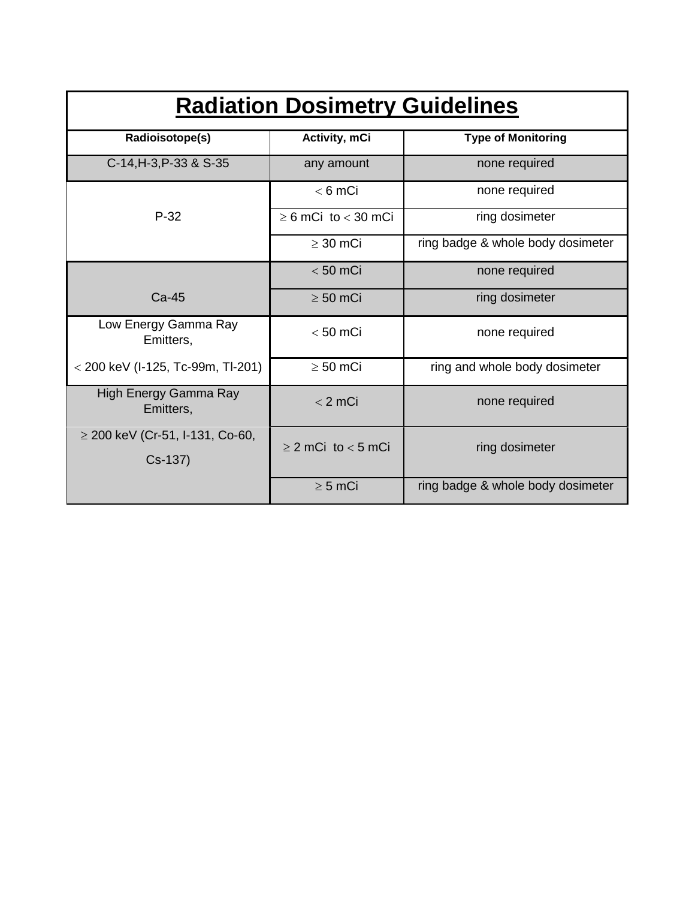# Radiation Dosimetry Guidelines

| Radioisotope(s) | Activity, mCi | Type of Monitoring |
|---|---|---|
| C-14, H-3, P-33 & S-35 | any amount | none required |
| P-32 | $<$ 6 mCi | none required |
| | $\geq$ 6 mCi to $<$ 30 mCi | ring dosimeter |
| | $\geq$ 30 mCi | ring badge & whole body dosimeter |
| Ca-45 | $<$ 50 mCi | none required |
| | $\geq$ 50 mCi | ring dosimeter |
| Low Energy Gamma Ray Emitters, $<$ 200 keV (I-125, Tc-99m, Tl-201) | $<$ 50 mCi | none required |
| | $\geq$ 50 mCi | ring and whole body dosimeter |
| High Energy Gamma Ray Emitters, $\geq$ 200 keV (Cr-51, I-131, Co-60, Cs-137) | $<$ 2 mCi | none required |
| | $\geq$ 2 mCi to $<$ 5 mCi | ring dosimeter |
| | $\geq$ 5 mCi | ring badge & whole body dosimeter |